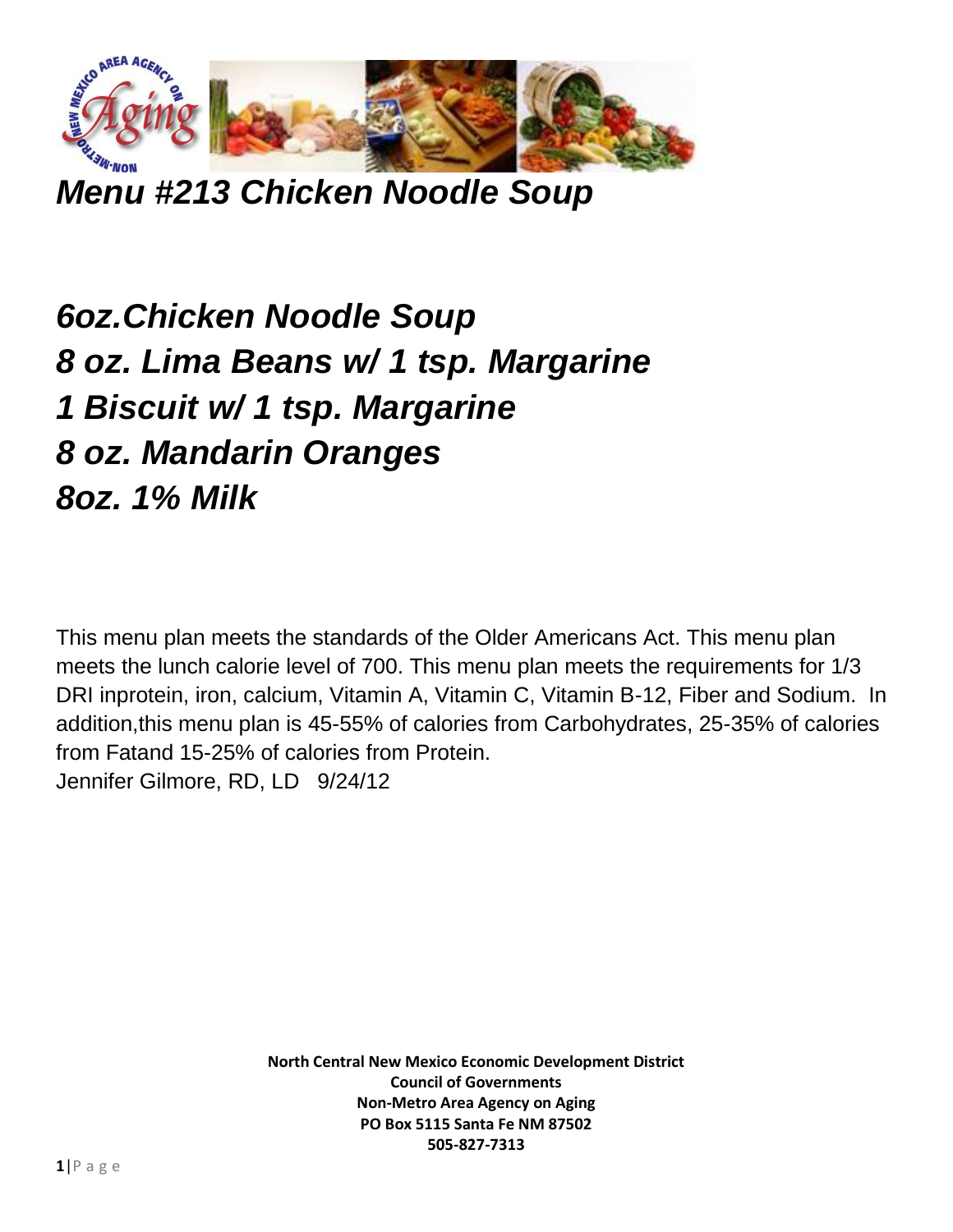# *Menu #213 Chicken Noodle Soup*

***6oz.Chicken Noodle Soup***
***8 oz. Lima Beans w/ 1 tsp. Margarine***
***1 Biscuit w/ 1 tsp. Margarine***
***8 oz. Mandarin Oranges***
***8oz. 1% Milk***

This menu plan meets the standards of the Older Americans Act. This menu plan meets the lunch calorie level of 700. This menu plan meets the requirements for 1/3 DRI inprotein, iron, calcium, Vitamin A, Vitamin C, Vitamin B-12, Fiber and Sodium. In addition,this menu plan is 45-55% of calories from Carbohydrates, 25-35% of calories from Fatand 15-25% of calories from Protein.
Jennifer Gilmore, RD, LD 9/24/12

**North Central New Mexico Economic Development District**
**Council of Governments**
**Non-Metro Area Agency on Aging**
**PO Box 5115 Santa Fe NM 87502**
**505-827-7313**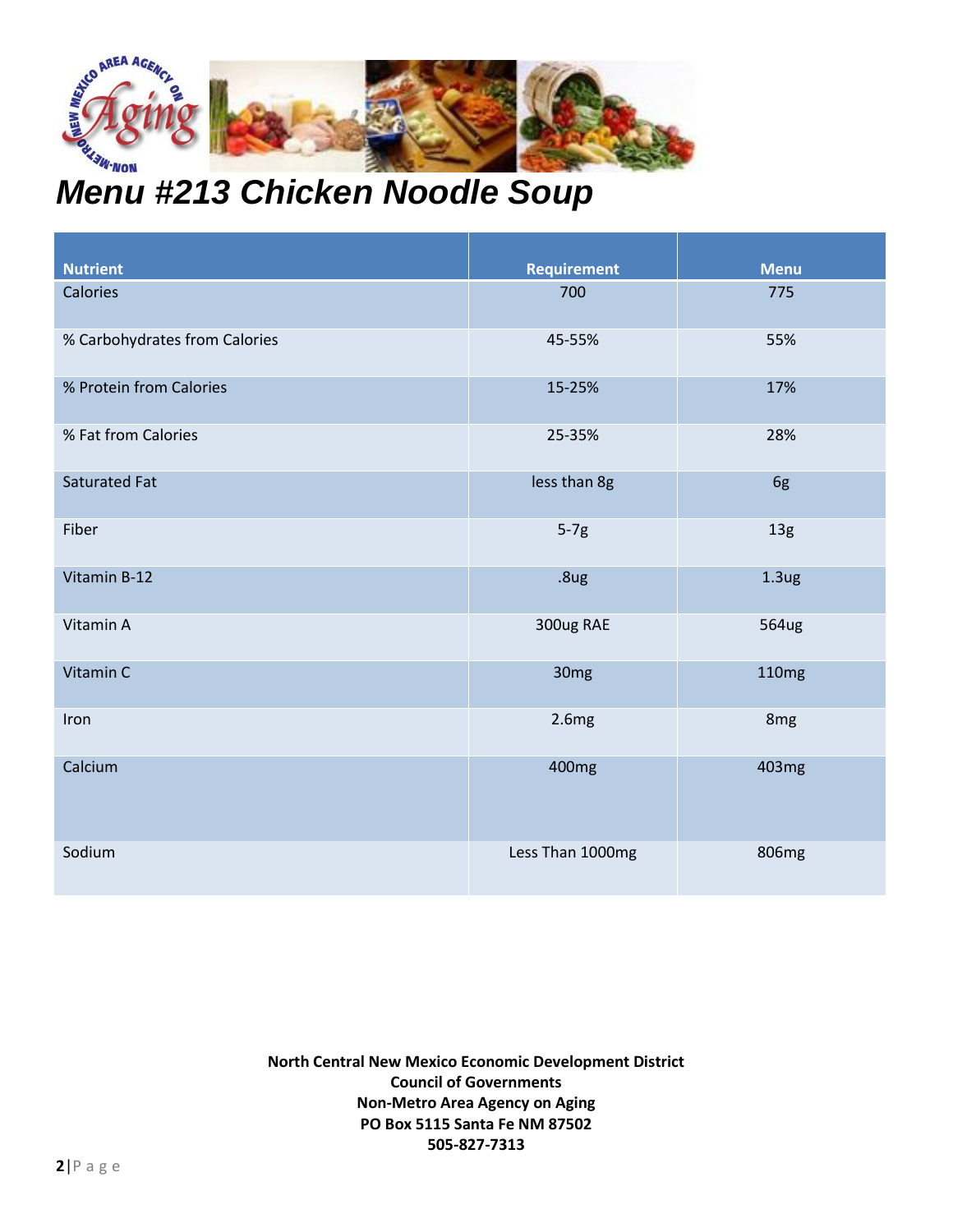# Menu #213 Chicken Noodle Soup

| Nutrient | Requirement | Menu |
|---|---|---|
| Calories | 700 | 775 |
| % Carbohydrates from Calories | 45-55% | 55% |
| % Protein from Calories | 15-25% | 17% |
| % Fat from Calories | 25-35% | 28% |
| Saturated Fat | less than 8g | 6g |
| Fiber | 5-7g | 13g |
| Vitamin B-12 | .8ug | 1.3ug |
| Vitamin A | 300ug RAE | 564ug |
| Vitamin C | 30mg | 110mg |
| Iron | 2.6mg | 8mg |
| Calcium | 400mg | 403mg |
| Sodium | Less Than 1000mg | 806mg |

**North Central New Mexico Economic Development District**
**Council of Governments**
**Non-Metro Area Agency on Aging**
**PO Box 5115 Santa Fe NM 87502**
**505-827-7313**